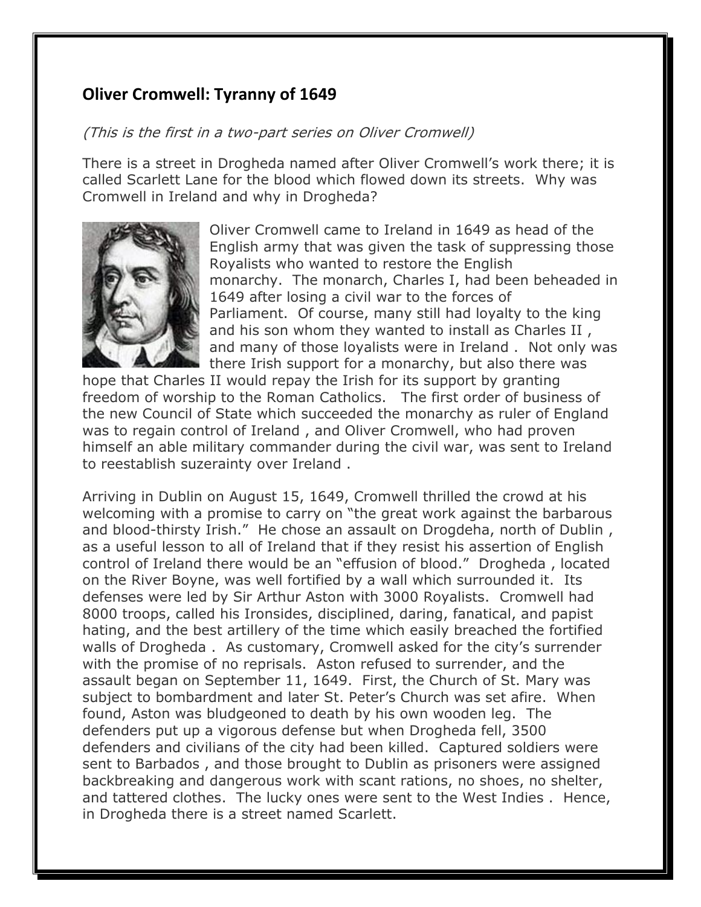## Oliver Cromwell: Tyranny of 1649

*(This is the first in a two-part series on Oliver Cromwell)*

There is a street in Drogheda named after Oliver Cromwell's work there; it is called Scarlett Lane for the blood which flowed down its streets. Why was Cromwell in Ireland and why in Drogheda?

Oliver Cromwell came to Ireland in 1649 as head of the English army that was given the task of suppressing those Royalists who wanted to restore the English monarchy. The monarch, Charles I, had been beheaded in 1649 after losing a civil war to the forces of Parliament. Of course, many still had loyalty to the king and his son whom they wanted to install as Charles II , and many of those loyalists were in Ireland . Not only was there Irish support for a monarchy, but also there was hope that Charles II would repay the Irish for its support by granting freedom of worship to the Roman Catholics. The first order of business of the new Council of State which succeeded the monarchy as ruler of England was to regain control of Ireland , and Oliver Cromwell, who had proven himself an able military commander during the civil war, was sent to Ireland to reestablish suzerainty over Ireland .

Arriving in Dublin on August 15, 1649, Cromwell thrilled the crowd at his welcoming with a promise to carry on "the great work against the barbarous and blood-thirsty Irish." He chose an assault on Drogdeha, north of Dublin , as a useful lesson to all of Ireland that if they resist his assertion of English control of Ireland there would be an "effusion of blood." Drogheda , located on the River Boyne, was well fortified by a wall which surrounded it. Its defenses were led by Sir Arthur Aston with 3000 Royalists. Cromwell had 8000 troops, called his Ironsides, disciplined, daring, fanatical, and papist hating, and the best artillery of the time which easily breached the fortified walls of Drogheda . As customary, Cromwell asked for the city's surrender with the promise of no reprisals. Aston refused to surrender, and the assault began on September 11, 1649. First, the Church of St. Mary was subject to bombardment and later St. Peter's Church was set afire. When found, Aston was bludgeoned to death by his own wooden leg. The defenders put up a vigorous defense but when Drogheda fell, 3500 defenders and civilians of the city had been killed. Captured soldiers were sent to Barbados , and those brought to Dublin as prisoners were assigned backbreaking and dangerous work with scant rations, no shoes, no shelter, and tattered clothes. The lucky ones were sent to the West Indies . Hence, in Drogheda there is a street named Scarlett.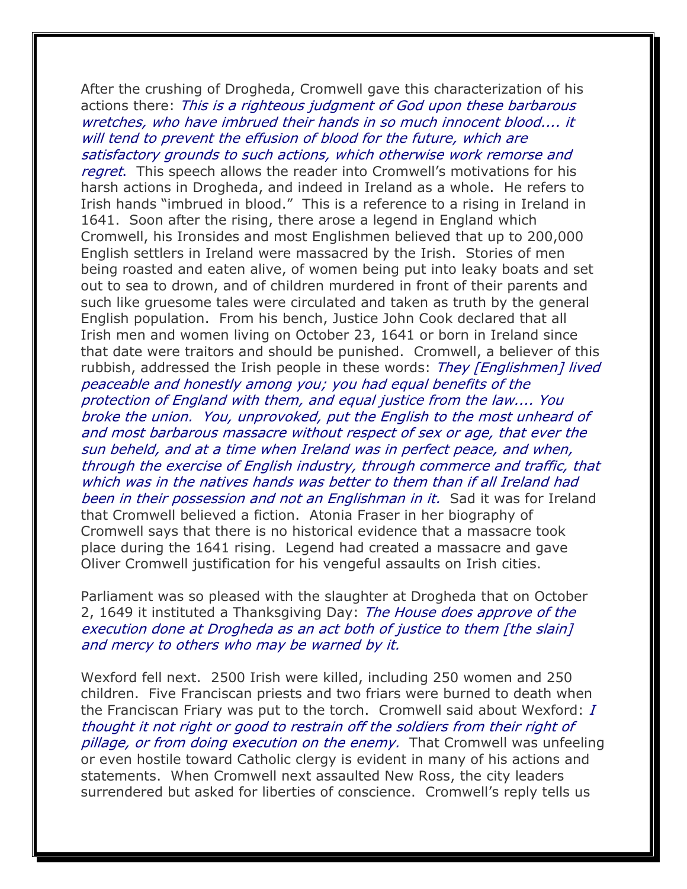After the crushing of Drogheda, Cromwell gave this characterization of his actions there: *This is a righteous judgment of God upon these barbarous wretches, who have imbrued their hands in so much innocent blood.... it will tend to prevent the effusion of blood for the future, which are satisfactory grounds to such actions, which otherwise work remorse and regret*. This speech allows the reader into Cromwell's motivations for his harsh actions in Drogheda, and indeed in Ireland as a whole. He refers to Irish hands "imbrued in blood." This is a reference to a rising in Ireland in 1641. Soon after the rising, there arose a legend in England which Cromwell, his Ironsides and most Englishmen believed that up to 200,000 English settlers in Ireland were massacred by the Irish. Stories of men being roasted and eaten alive, of women being put into leaky boats and set out to sea to drown, and of children murdered in front of their parents and such like gruesome tales were circulated and taken as truth by the general English population. From his bench, Justice John Cook declared that all Irish men and women living on October 23, 1641 or born in Ireland since that date were traitors and should be punished. Cromwell, a believer of this rubbish, addressed the Irish people in these words: *They [Englishmen] lived peaceable and honestly among you; you had equal benefits of the protection of England with them, and equal justice from the law.... You broke the union. You, unprovoked, put the English to the most unheard of and most barbarous massacre without respect of sex or age, that ever the sun beheld, and at a time when Ireland was in perfect peace, and when, through the exercise of English industry, through commerce and traffic, that which was in the natives hands was better to them than if all Ireland had been in their possession and not an Englishman in it.* Sad it was for Ireland that Cromwell believed a fiction. Atonia Fraser in her biography of Cromwell says that there is no historical evidence that a massacre took place during the 1641 rising. Legend had created a massacre and gave Oliver Cromwell justification for his vengeful assaults on Irish cities.

Parliament was so pleased with the slaughter at Drogheda that on October 2, 1649 it instituted a Thanksgiving Day: *The House does approve of the execution done at Drogheda as an act both of justice to them [the slain] and mercy to others who may be warned by it.*

Wexford fell next. 2500 Irish were killed, including 250 women and 250 children. Five Franciscan priests and two friars were burned to death when the Franciscan Friary was put to the torch. Cromwell said about Wexford: *I thought it not right or good to restrain off the soldiers from their right of pillage, or from doing execution on the enemy.* That Cromwell was unfeeling or even hostile toward Catholic clergy is evident in many of his actions and statements. When Cromwell next assaulted New Ross, the city leaders surrendered but asked for liberties of conscience. Cromwell's reply tells us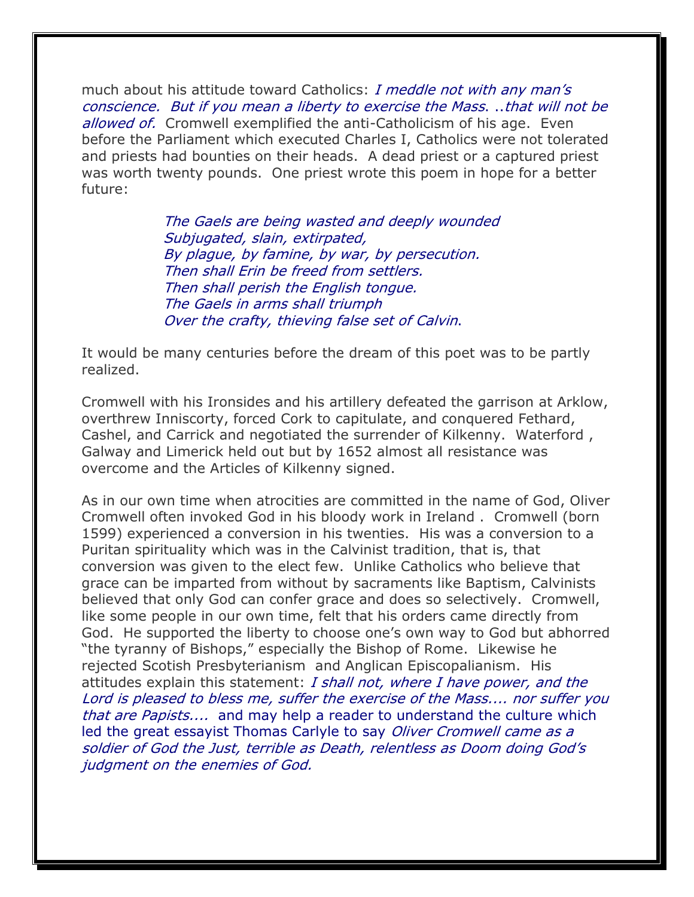much about his attitude toward Catholics: *I meddle not with any man's conscience. But if you mean a liberty to exercise the Mass. ..that will not be allowed of.* Cromwell exemplified the anti-Catholicism of his age. Even before the Parliament which executed Charles I, Catholics were not tolerated and priests had bounties on their heads. A dead priest or a captured priest was worth twenty pounds. One priest wrote this poem in hope for a better future:

> *The Gaels are being wasted and deeply wounded*
> *Subjugated, slain, extirpated,*
> *By plague, by famine, by war, by persecution.*
> *Then shall Erin be freed from settlers.*
> *Then shall perish the English tongue.*
> *The Gaels in arms shall triumph*
> *Over the crafty, thieving false set of Calvin.*

It would be many centuries before the dream of this poet was to be partly realized.

Cromwell with his Ironsides and his artillery defeated the garrison at Arklow, overthrew Inniscorty, forced Cork to capitulate, and conquered Fethard, Cashel, and Carrick and negotiated the surrender of Kilkenny. Waterford , Galway and Limerick held out but by 1652 almost all resistance was overcome and the Articles of Kilkenny signed.

As in our own time when atrocities are committed in the name of God, Oliver Cromwell often invoked God in his bloody work in Ireland . Cromwell (born 1599) experienced a conversion in his twenties. His was a conversion to a Puritan spirituality which was in the Calvinist tradition, that is, that conversion was given to the elect few. Unlike Catholics who believe that grace can be imparted from without by sacraments like Baptism, Calvinists believed that only God can confer grace and does so selectively. Cromwell, like some people in our own time, felt that his orders came directly from God. He supported the liberty to choose one's own way to God but abhorred "the tyranny of Bishops," especially the Bishop of Rome. Likewise he rejected Scotish Presbyterianism and Anglican Episcopalianism. His attitudes explain this statement: *I shall not, where I have power, and the Lord is pleased to bless me, suffer the exercise of the Mass.... nor suffer you that are Papists....* and may help a reader to understand the culture which led the great essayist Thomas Carlyle to say *Oliver Cromwell came as a soldier of God the Just, terrible as Death, relentless as Doom doing God's judgment on the enemies of God.*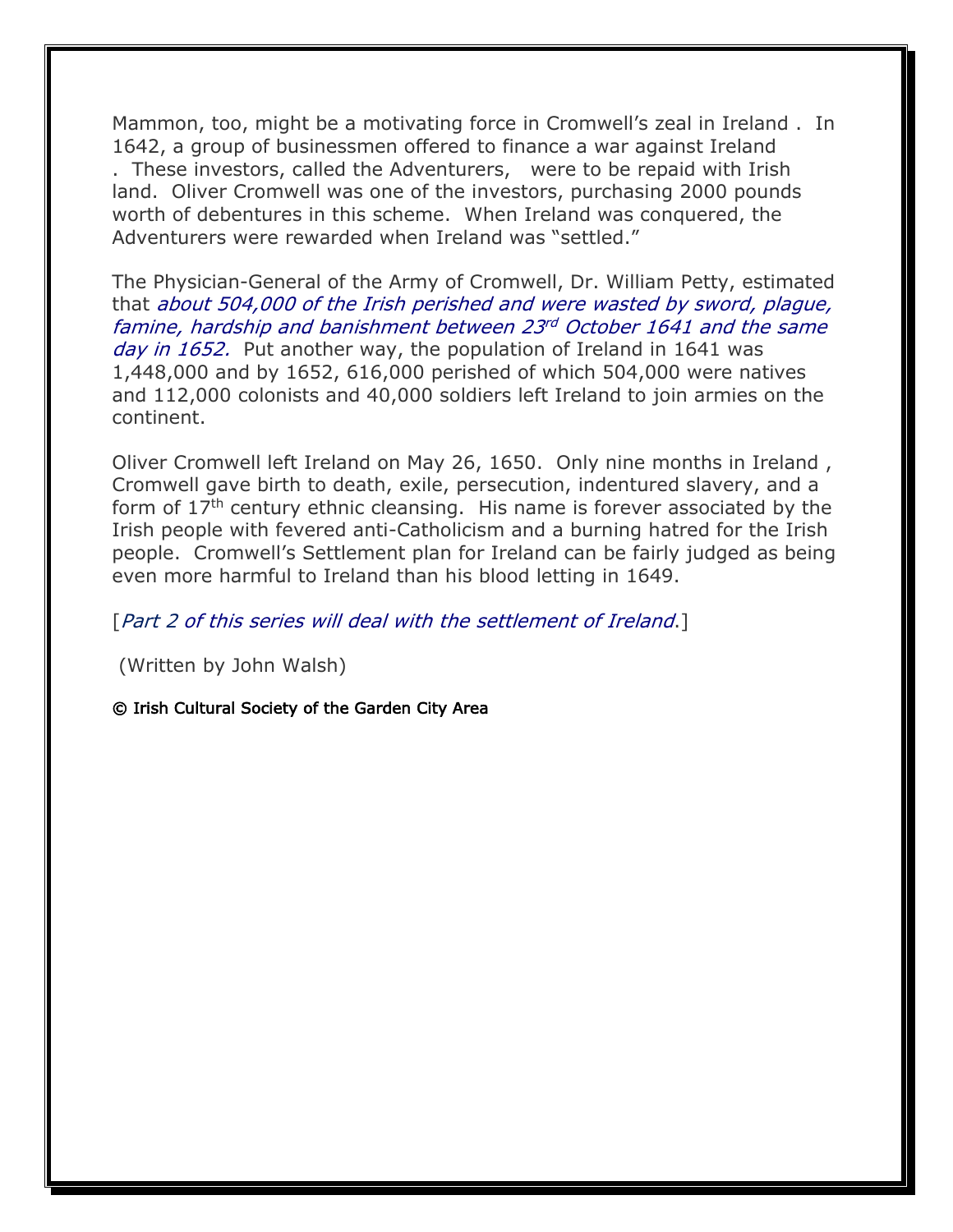Mammon, too, might be a motivating force in Cromwell's zeal in Ireland . In 1642, a group of businessmen offered to finance a war against Ireland . These investors, called the Adventurers, were to be repaid with Irish land. Oliver Cromwell was one of the investors, purchasing 2000 pounds worth of debentures in this scheme. When Ireland was conquered, the Adventurers were rewarded when Ireland was "settled."

The Physician-General of the Army of Cromwell, Dr. William Petty, estimated that *about 504,000 of the Irish perished and were wasted by sword, plague, famine, hardship and banishment between 23rd October 1641 and the same day in 1652.* Put another way, the population of Ireland in 1641 was 1,448,000 and by 1652, 616,000 perished of which 504,000 were natives and 112,000 colonists and 40,000 soldiers left Ireland to join armies on the continent.

Oliver Cromwell left Ireland on May 26, 1650. Only nine months in Ireland , Cromwell gave birth to death, exile, persecution, indentured slavery, and a form of 17th century ethnic cleansing. His name is forever associated by the Irish people with fevered anti-Catholicism and a burning hatred for the Irish people. Cromwell's Settlement plan for Ireland can be fairly judged as being even more harmful to Ireland than his blood letting in 1649.

[*Part 2 of this series will deal with the settlement of Ireland.*]

(Written by John Walsh)

© Irish Cultural Society of the Garden City Area